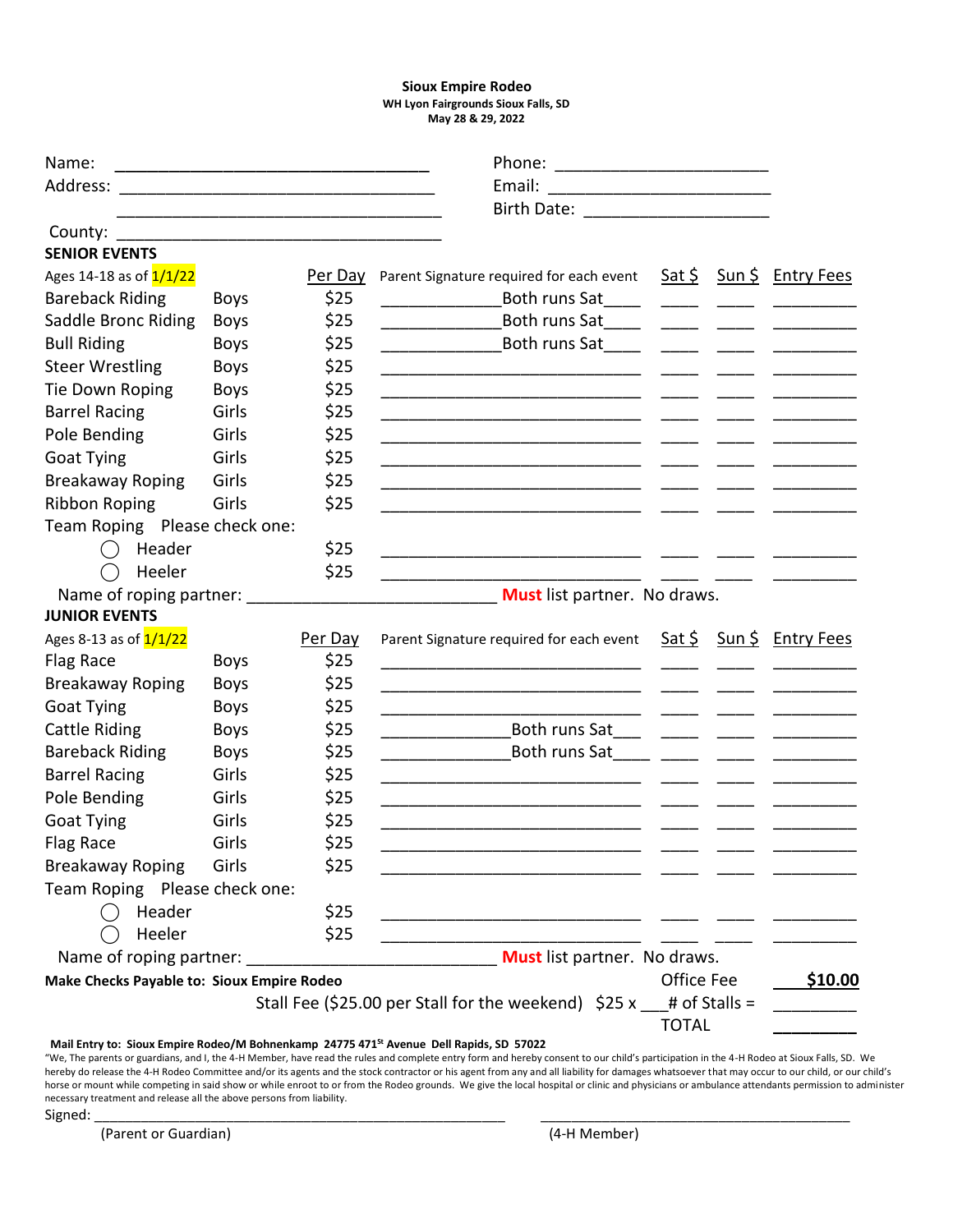**Sioux Empire Rodeo**
**WH Lyon Fairgrounds Sioux Falls, SD**
**May 28 & 29, 2022**

Name: ______________________________ Phone: ______________________

Address: ______________________________ Email: ______________________

______________________________ Birth Date: ____________________

County: ______________________________

## SENIOR EVENTS

| Ages 14-18 as of 1/1/22 | | Per Day | Parent Signature required for each event | Sat $ | Sun $ | Entry Fees |
|---|---|---|---|---|---|---|
| Bareback Riding | Boys | $25 | ____________Both runs Sat____ | ____ | ____ | ________ |
| Saddle Bronc Riding | Boys | $25 | ____________Both runs Sat____ | ____ | ____ | ________ |
| Bull Riding | Boys | $25 | ____________Both runs Sat____ | ____ | ____ | ________ |
| Steer Wrestling | Boys | $25 | ____________________ | ____ | ____ | ________ |
| Tie Down Roping | Boys | $25 | ____________________ | ____ | ____ | ________ |
| Barrel Racing | Girls | $25 | ____________________ | ____ | ____ | ________ |
| Pole Bending | Girls | $25 | ____________________ | ____ | ____ | ________ |
| Goat Tying | Girls | $25 | ____________________ | ____ | ____ | ________ |
| Breakaway Roping | Girls | $25 | ____________________ | ____ | ____ | ________ |
| Ribbon Roping | Girls | $25 | ____________________ | ____ | ____ | ________ |
| Team Roping | Please check one: | | | | | |
| ◯ Header | | $25 | ____________________ | ____ | ____ | ________ |
| ◯ Heeler | | $25 | ____________________ | ____ | ____ | ________ |

Name of roping partner: ________________________ **Must** list partner. No draws.

## JUNIOR EVENTS

| Ages 8-13 as of 1/1/22 | | Per Day | Parent Signature required for each event | Sat $ | Sun $ | Entry Fees |
|---|---|---|---|---|---|---|
| Flag Race | Boys | $25 | ____________________ | ____ | ____ | ________ |
| Breakaway Roping | Boys | $25 | ____________________ | ____ | ____ | ________ |
| Goat Tying | Boys | $25 | ____________________ | ____ | ____ | ________ |
| Cattle Riding | Boys | $25 | ____________Both runs Sat___ | ____ | ____ | ________ |
| Bareback Riding | Boys | $25 | ____________Both runs Sat____ | ____ | ____ | ________ |
| Barrel Racing | Girls | $25 | ____________________ | ____ | ____ | ________ |
| Pole Bending | Girls | $25 | ____________________ | ____ | ____ | ________ |
| Goat Tying | Girls | $25 | ____________________ | ____ | ____ | ________ |
| Flag Race | Girls | $25 | ____________________ | ____ | ____ | ________ |
| Breakaway Roping | Girls | $25 | ____________________ | ____ | ____ | ________ |
| Team Roping | Please check one: | | | | | |
| ◯ Header | | $25 | ____________________ | ____ | ____ | ________ |
| ◯ Heeler | | $25 | ____________________ | ____ | ____ | ________ |

Name of roping partner: ________________________ **Must** list partner. No draws.

**Make Checks Payable to: Sioux Empire Rodeo** Office Fee **$10.00**

Stall Fee ($25.00 per Stall for the weekend) $25 x ___# of Stalls = ________

TOTAL ________

**Mail Entry to: Sioux Empire Rodeo/M Bohnenkamp 24775 471st Avenue Dell Rapids, SD 57022**

"We, The parents or guardians, and I, the 4-H Member, have read the rules and complete entry form and hereby consent to our child's participation in the 4-H Rodeo at Sioux Falls, SD. We hereby do release the 4-H Rodeo Committee and/or its agents and the stock contractor or his agent from any and all liability for damages whatsoever that may occur to our child, or our child's horse or mount while competing in said show or while enroot to or from the Rodeo grounds. We give the local hospital or clinic and physicians or ambulance attendants permission to administer necessary treatment and release all the above persons from liability.

Signed: ________________________________ ________________________________

(Parent or Guardian) (4-H Member)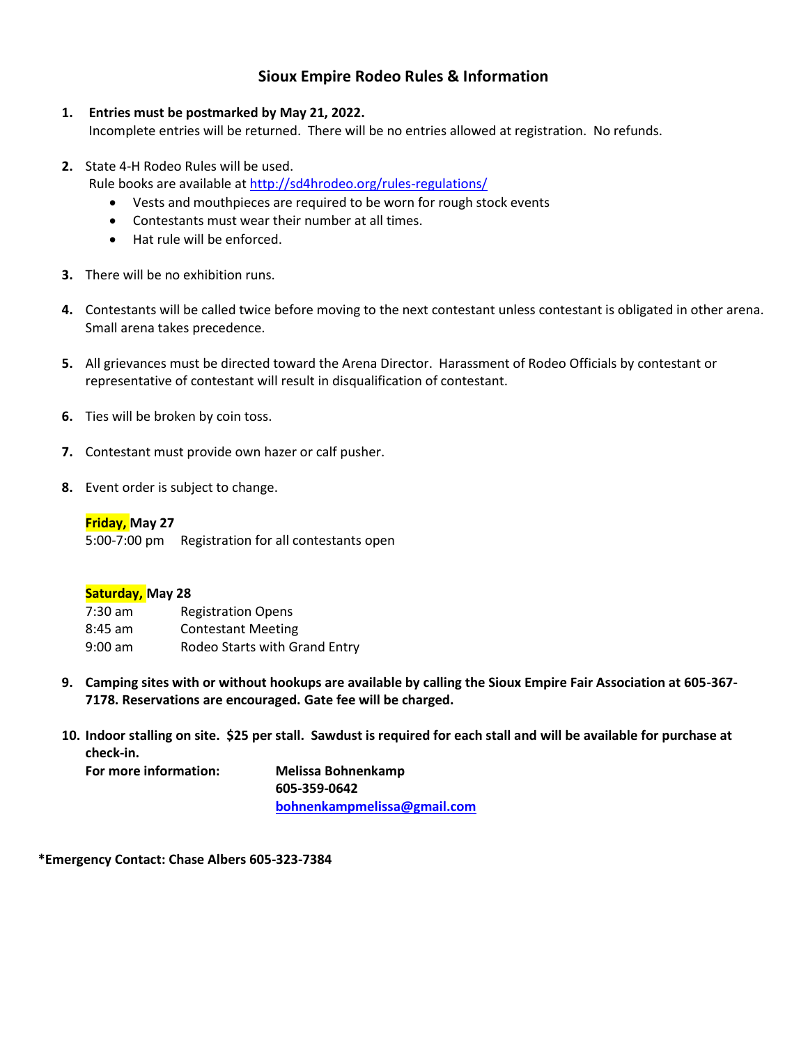## Sioux Empire Rodeo Rules & Information

1. **Entries must be postmarked by May 21, 2022.**
   Incomplete entries will be returned. There will be no entries allowed at registration. No refunds.

2. State 4-H Rodeo Rules will be used.
   Rule books are available at http://sd4hrodeo.org/rules-regulations/
   - Vests and mouthpieces are required to be worn for rough stock events
   - Contestants must wear their number at all times.
   - Hat rule will be enforced.

3. There will be no exhibition runs.

4. Contestants will be called twice before moving to the next contestant unless contestant is obligated in other arena. Small arena takes precedence.

5. All grievances must be directed toward the Arena Director. Harassment of Rodeo Officials by contestant or representative of contestant will result in disqualification of contestant.

6. Ties will be broken by coin toss.

7. Contestant must provide own hazer or calf pusher.

8. Event order is subject to change.

   **Friday, May 27**
   5:00-7:00 pm Registration for all contestants open

   **Saturday, May 28**
   7:30 am Registration Opens
   8:45 am Contestant Meeting
   9:00 am Rodeo Starts with Grand Entry

9. **Camping sites with or without hookups are available by calling the Sioux Empire Fair Association at 605-367-7178. Reservations are encouraged. Gate fee will be charged.**

10. **Indoor stalling on site. $25 per stall. Sawdust is required for each stall and will be available for purchase at check-in.**
    **For more information:** **Melissa Bohnenkamp**
    **605-359-0642**
    **bohnenkampmelissa@gmail.com**

**\*Emergency Contact: Chase Albers 605-323-7384**